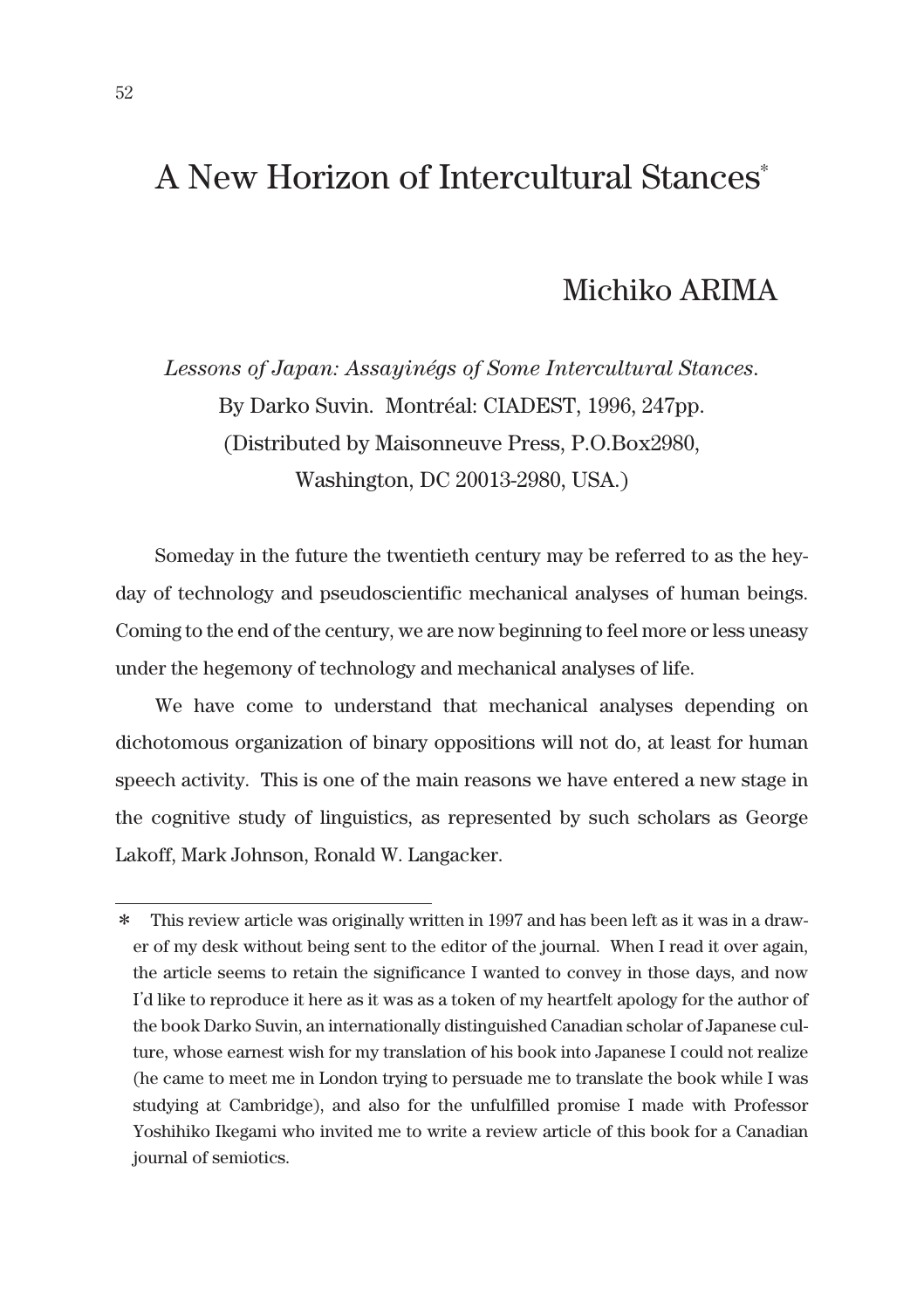# A New Horizon of Intercultural Stances*

## Michiko ARIMA

*Lessons of Japan: Assayinégs of Some Intercultural Stances.*
By Darko Suvin. Montréal: CIADEST, 1996, 247pp.
(Distributed by Maisonneuve Press, P.O.Box2980,
Washington, DC 20013-2980, USA.)

Someday in the future the twentieth century may be referred to as the heyday of technology and pseudoscientific mechanical analyses of human beings. Coming to the end of the century, we are now beginning to feel more or less uneasy under the hegemony of technology and mechanical analyses of life.

We have come to understand that mechanical analyses depending on dichotomous organization of binary oppositions will not do, at least for human speech activity. This is one of the main reasons we have entered a new stage in the cognitive study of linguistics, as represented by such scholars as George Lakoff, Mark Johnson, Ronald W. Langacker.

---

\* This review article was originally written in 1997 and has been left as it was in a drawer of my desk without being sent to the editor of the journal. When I read it over again, the article seems to retain the significance I wanted to convey in those days, and now I'd like to reproduce it here as it was as a token of my heartfelt apology for the author of the book Darko Suvin, an internationally distinguished Canadian scholar of Japanese culture, whose earnest wish for my translation of his book into Japanese I could not realize (he came to meet me in London trying to persuade me to translate the book while I was studying at Cambridge), and also for the unfulfilled promise I made with Professor Yoshihiko Ikegami who invited me to write a review article of this book for a Canadian journal of semiotics.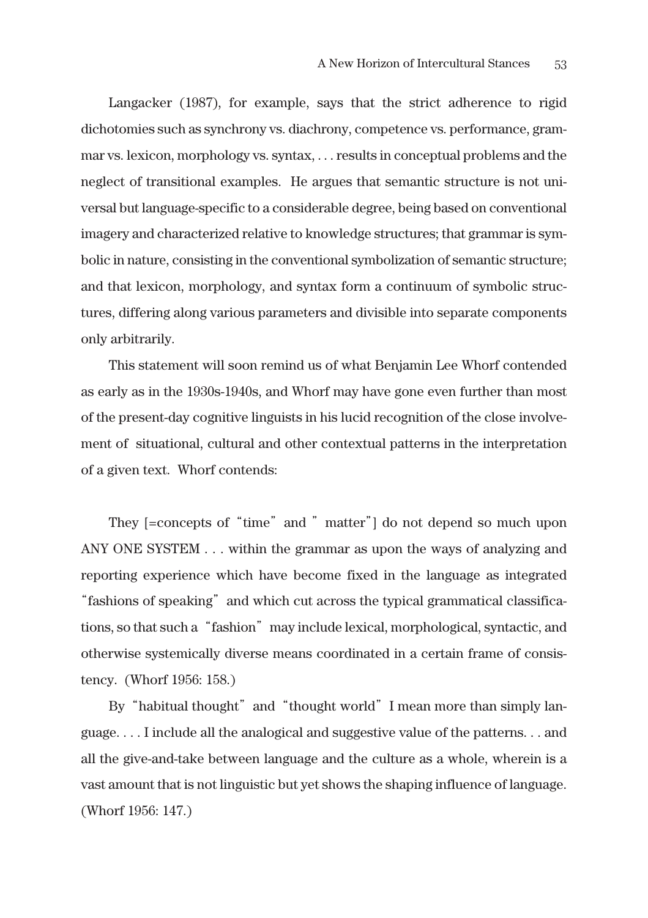Langacker (1987), for example, says that the strict adherence to rigid dichotomies such as synchrony vs. diachrony, competence vs. performance, grammar vs. lexicon, morphology vs. syntax, . . . results in conceptual problems and the neglect of transitional examples. He argues that semantic structure is not universal but language-specific to a considerable degree, being based on conventional imagery and characterized relative to knowledge structures; that grammar is symbolic in nature, consisting in the conventional symbolization of semantic structure; and that lexicon, morphology, and syntax form a continuum of symbolic structures, differing along various parameters and divisible into separate components only arbitrarily.

This statement will soon remind us of what Benjamin Lee Whorf contended as early as in the 1930s-1940s, and Whorf may have gone even further than most of the present-day cognitive linguists in his lucid recognition of the close involvement of situational, cultural and other contextual patterns in the interpretation of a given text. Whorf contends:

> They [=concepts of "time" and " matter"] do not depend so much upon ANY ONE SYSTEM . . . within the grammar as upon the ways of analyzing and reporting experience which have become fixed in the language as integrated "fashions of speaking" and which cut across the typical grammatical classifications, so that such a "fashion" may include lexical, morphological, syntactic, and otherwise systemically diverse means coordinated in a certain frame of consistency. (Whorf 1956: 158.)
>
> By "habitual thought" and "thought world" I mean more than simply language. . . . I include all the analogical and suggestive value of the patterns. . . and all the give-and-take between language and the culture as a whole, wherein is a vast amount that is not linguistic but yet shows the shaping influence of language. (Whorf 1956: 147.)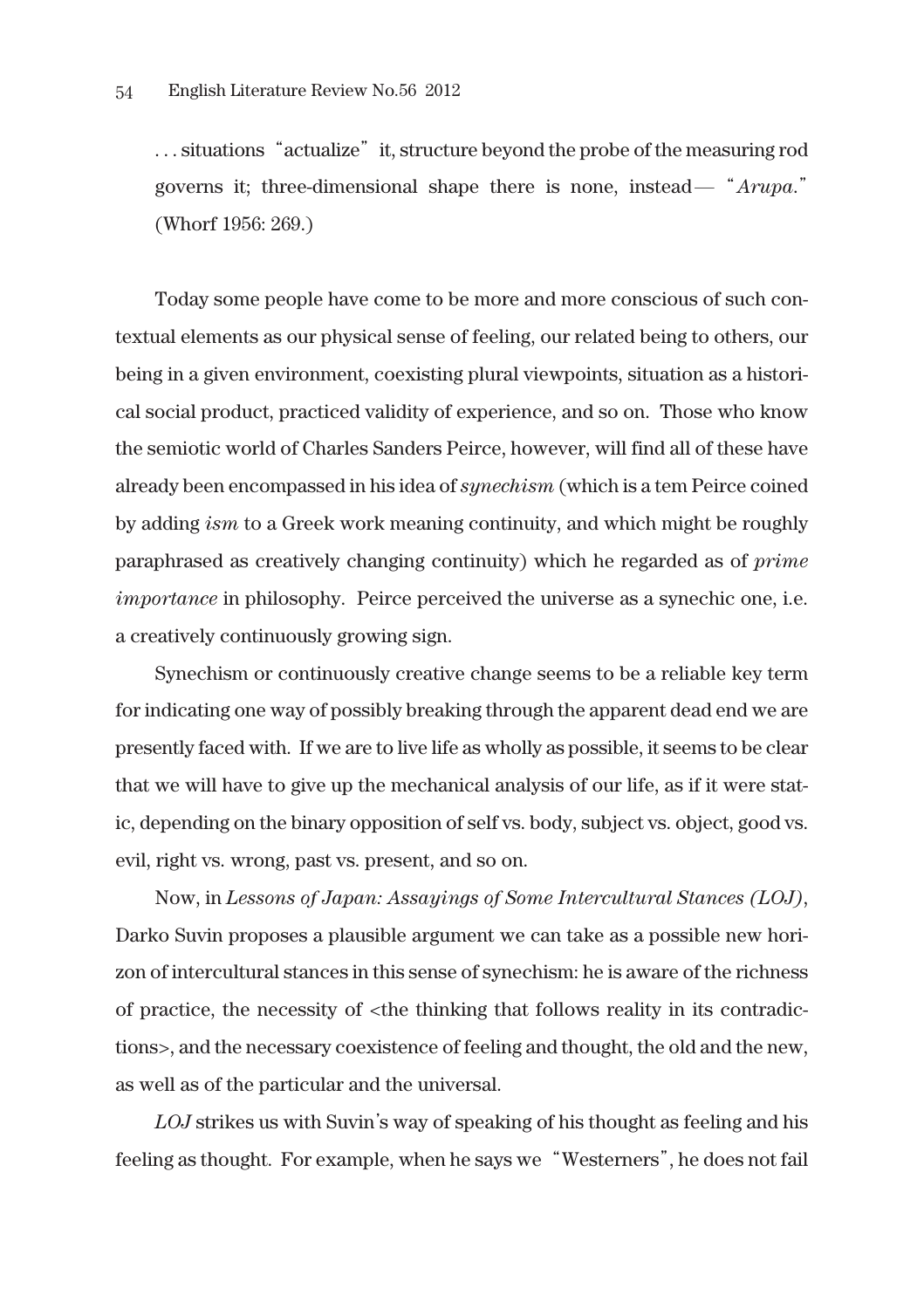. . . situations "actualize" it, structure beyond the probe of the measuring rod governs it; three-dimensional shape there is none, instead— "*Arupa*." (Whorf 1956: 269.)

Today some people have come to be more and more conscious of such contextual elements as our physical sense of feeling, our related being to others, our being in a given environment, coexisting plural viewpoints, situation as a historical social product, practiced validity of experience, and so on. Those who know the semiotic world of Charles Sanders Peirce, however, will find all of these have already been encompassed in his idea of *synechism* (which is a tem Peirce coined by adding *ism* to a Greek work meaning continuity, and which might be roughly paraphrased as creatively changing continuity) which he regarded as of *prime importance* in philosophy. Peirce perceived the universe as a synechic one, i.e. a creatively continuously growing sign.

Synechism or continuously creative change seems to be a reliable key term for indicating one way of possibly breaking through the apparent dead end we are presently faced with. If we are to live life as wholly as possible, it seems to be clear that we will have to give up the mechanical analysis of our life, as if it were static, depending on the binary opposition of self vs. body, subject vs. object, good vs. evil, right vs. wrong, past vs. present, and so on.

Now, in *Lessons of Japan: Assayings of Some Intercultural Stances (LOJ)*, Darko Suvin proposes a plausible argument we can take as a possible new horizon of intercultural stances in this sense of synechism: he is aware of the richness of practice, the necessity of <the thinking that follows reality in its contradictions>, and the necessary coexistence of feeling and thought, the old and the new, as well as of the particular and the universal.

*LOJ* strikes us with Suvin's way of speaking of his thought as feeling and his feeling as thought. For example, when he says we "Westerners", he does not fail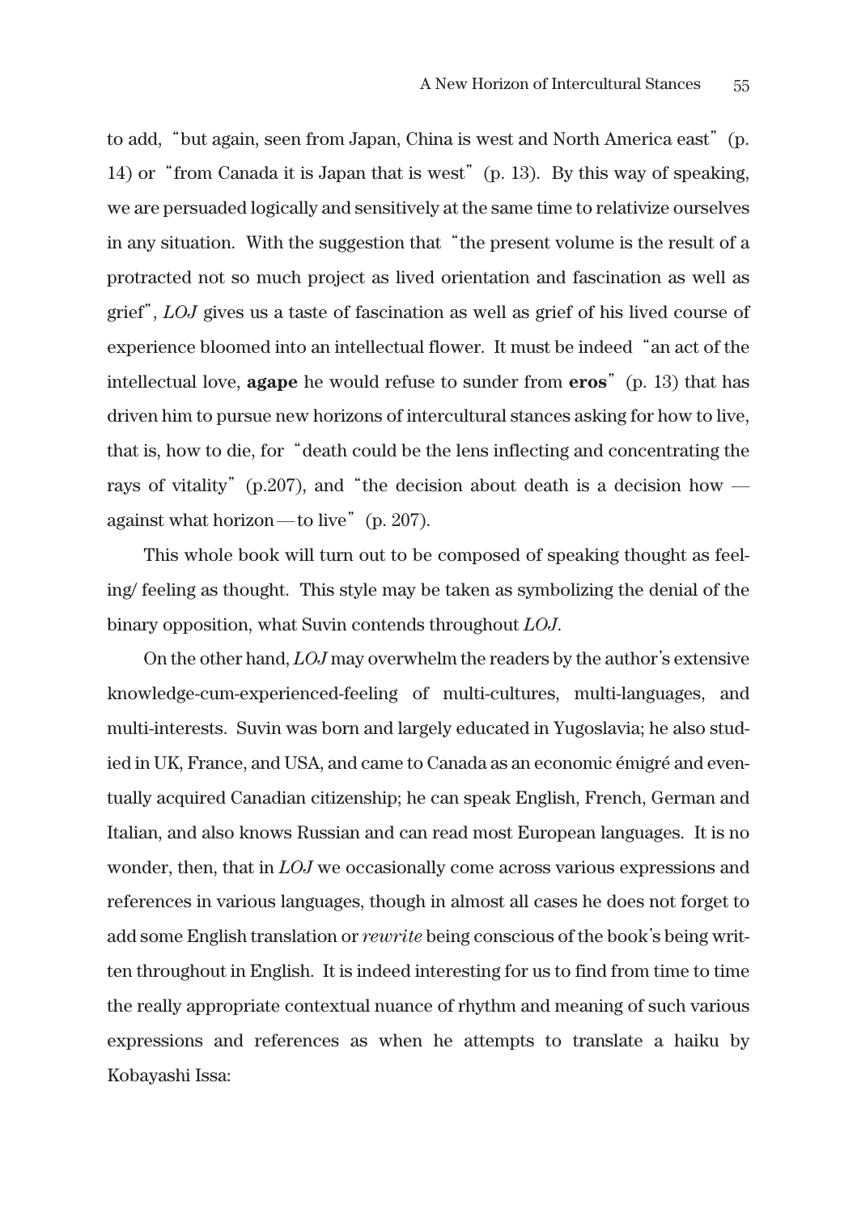to add, "but again, seen from Japan, China is west and North America east" (p. 14) or "from Canada it is Japan that is west" (p. 13). By this way of speaking, we are persuaded logically and sensitively at the same time to relativize ourselves in any situation. With the suggestion that "the present volume is the result of a protracted not so much project as lived orientation and fascination as well as grief", *LOJ* gives us a taste of fascination as well as grief of his lived course of experience bloomed into an intellectual flower. It must be indeed "an act of the intellectual love, **agape** he would refuse to sunder from **eros**" (p. 13) that has driven him to pursue new horizons of intercultural stances asking for how to live, that is, how to die, for "death could be the lens inflecting and concentrating the rays of vitality" (p.207), and "the decision about death is a decision how — against what horizon — to live" (p. 207).

This whole book will turn out to be composed of speaking thought as feeling/ feeling as thought. This style may be taken as symbolizing the denial of the binary opposition, what Suvin contends throughout *LOJ*.

On the other hand, *LOJ* may overwhelm the readers by the author's extensive knowledge-cum-experienced-feeling of multi-cultures, multi-languages, and multi-interests. Suvin was born and largely educated in Yugoslavia; he also studied in UK, France, and USA, and came to Canada as an economic émigré and eventually acquired Canadian citizenship; he can speak English, French, German and Italian, and also knows Russian and can read most European languages. It is no wonder, then, that in *LOJ* we occasionally come across various expressions and references in various languages, though in almost all cases he does not forget to add some English translation or *rewrite* being conscious of the book's being written throughout in English. It is indeed interesting for us to find from time to time the really appropriate contextual nuance of rhythm and meaning of such various expressions and references as when he attempts to translate a haiku by Kobayashi Issa: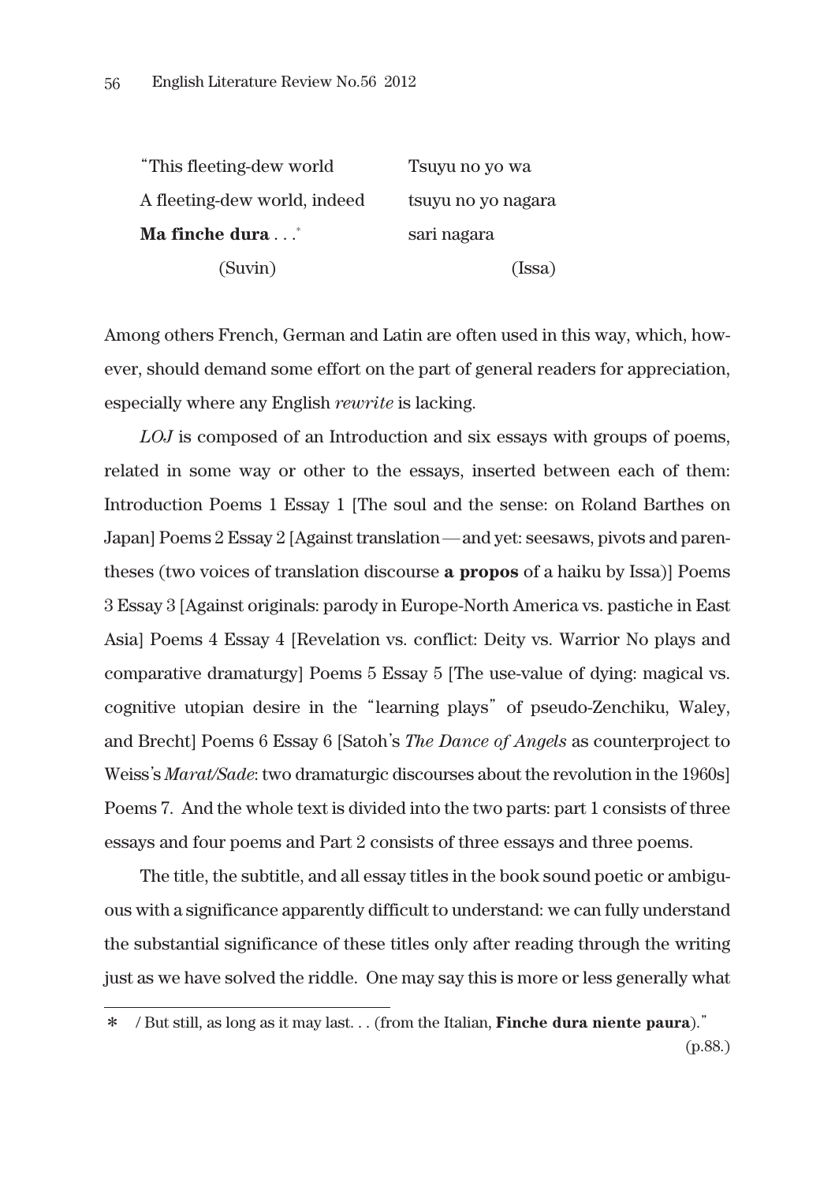| | |
|---|---|
| "This fleeting-dew world | Tsuyu no yo wa |
| A fleeting-dew world, indeed | tsuyu no yo nagara |
| **Ma finche dura** . . .* | sari nagara |
| (Suvin) | (Issa) |

Among others French, German and Latin are often used in this way, which, however, should demand some effort on the part of general readers for appreciation, especially where any English *rewrite* is lacking.

*LOJ* is composed of an Introduction and six essays with groups of poems, related in some way or other to the essays, inserted between each of them: Introduction Poems 1 Essay 1 [The soul and the sense: on Roland Barthes on Japan] Poems 2 Essay 2 [Against translation—and yet: seesaws, pivots and parentheses (two voices of translation discourse **a propos** of a haiku by Issa)] Poems 3 Essay 3 [Against originals: parody in Europe-North America vs. pastiche in East Asia] Poems 4 Essay 4 [Revelation vs. conflict: Deity vs. Warrior No plays and comparative dramaturgy] Poems 5 Essay 5 [The use-value of dying: magical vs. cognitive utopian desire in the "learning plays" of pseudo-Zenchiku, Waley, and Brecht] Poems 6 Essay 6 [Satoh's *The Dance of Angels* as counterproject to Weiss's *Marat/Sade*: two dramaturgic discourses about the revolution in the 1960s] Poems 7. And the whole text is divided into the two parts: part 1 consists of three essays and four poems and Part 2 consists of three essays and three poems.

The title, the subtitle, and all essay titles in the book sound poetic or ambiguous with a significance apparently difficult to understand: we can fully understand the substantial significance of these titles only after reading through the writing just as we have solved the riddle. One may say this is more or less generally what

---

\* / But still, as long as it may last. . . (from the Italian, **Finche dura niente paura**)." (p.88.)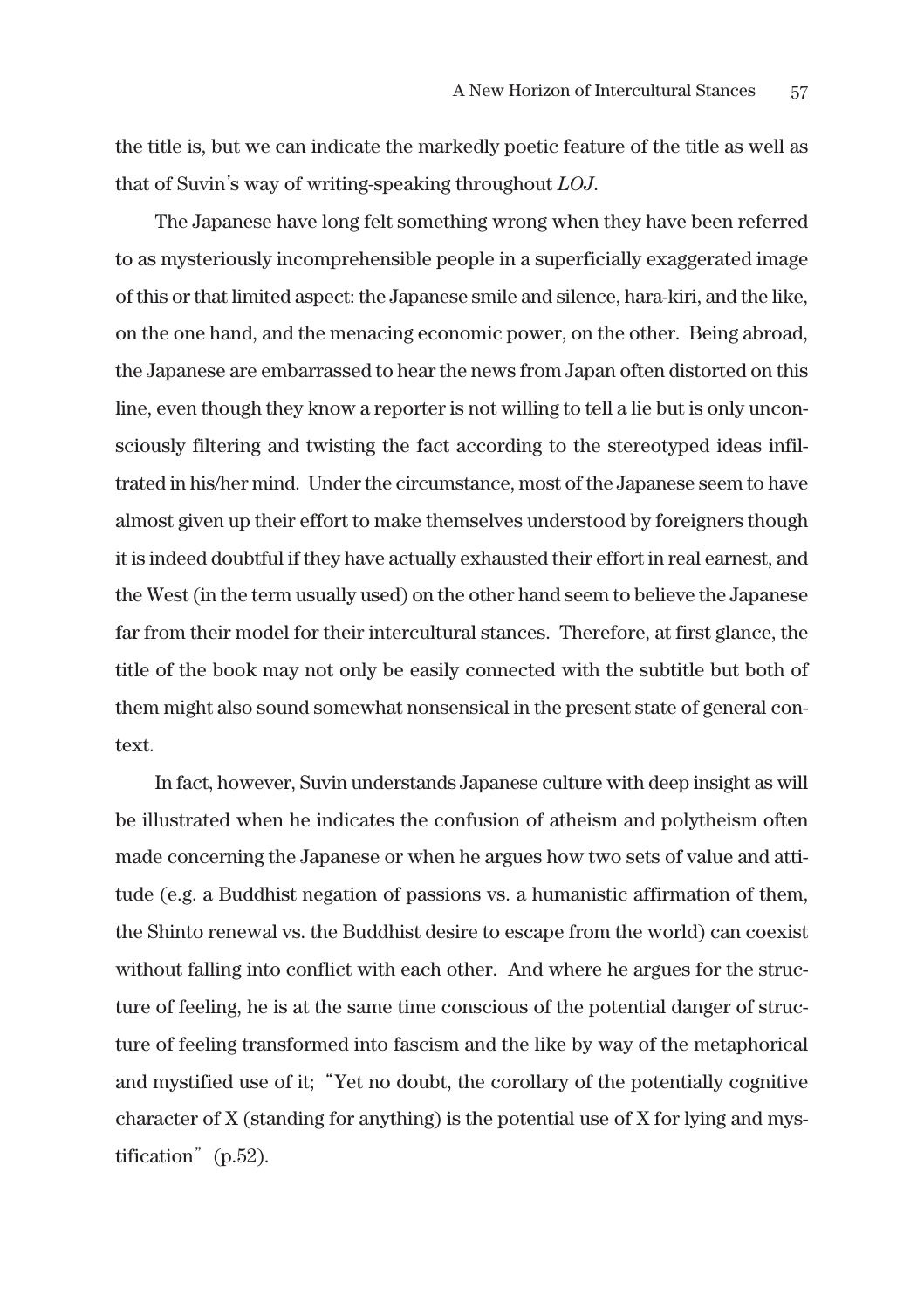the title is, but we can indicate the markedly poetic feature of the title as well as that of Suvin's way of writing-speaking throughout *LOJ*.

The Japanese have long felt something wrong when they have been referred to as mysteriously incomprehensible people in a superficially exaggerated image of this or that limited aspect: the Japanese smile and silence, hara-kiri, and the like, on the one hand, and the menacing economic power, on the other. Being abroad, the Japanese are embarrassed to hear the news from Japan often distorted on this line, even though they know a reporter is not willing to tell a lie but is only unconsciously filtering and twisting the fact according to the stereotyped ideas infiltrated in his/her mind. Under the circumstance, most of the Japanese seem to have almost given up their effort to make themselves understood by foreigners though it is indeed doubtful if they have actually exhausted their effort in real earnest, and the West (in the term usually used) on the other hand seem to believe the Japanese far from their model for their intercultural stances. Therefore, at first glance, the title of the book may not only be easily connected with the subtitle but both of them might also sound somewhat nonsensical in the present state of general context.

In fact, however, Suvin understands Japanese culture with deep insight as will be illustrated when he indicates the confusion of atheism and polytheism often made concerning the Japanese or when he argues how two sets of value and attitude (e.g. a Buddhist negation of passions vs. a humanistic affirmation of them, the Shinto renewal vs. the Buddhist desire to escape from the world) can coexist without falling into conflict with each other. And where he argues for the structure of feeling, he is at the same time conscious of the potential danger of structure of feeling transformed into fascism and the like by way of the metaphorical and mystified use of it; "Yet no doubt, the corollary of the potentially cognitive character of X (standing for anything) is the potential use of X for lying and mystification" (p.52).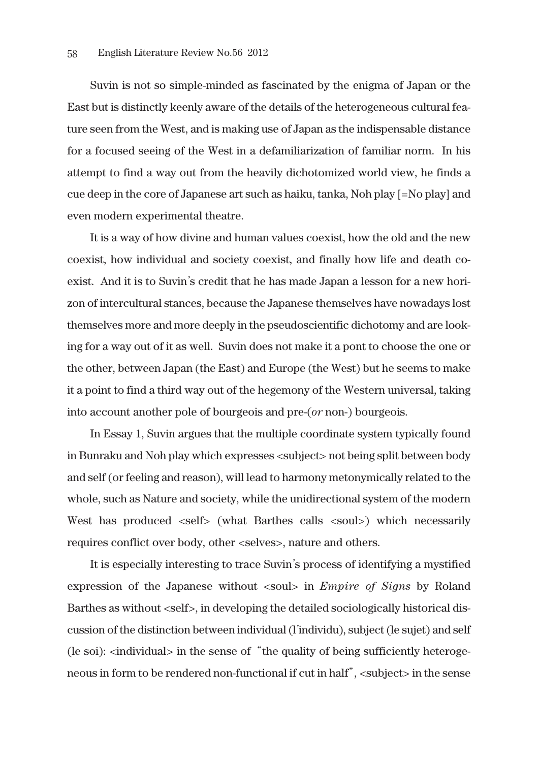Suvin is not so simple-minded as fascinated by the enigma of Japan or the East but is distinctly keenly aware of the details of the heterogeneous cultural feature seen from the West, and is making use of Japan as the indispensable distance for a focused seeing of the West in a defamiliarization of familiar norm. In his attempt to find a way out from the heavily dichotomized world view, he finds a cue deep in the core of Japanese art such as haiku, tanka, Noh play [=No play] and even modern experimental theatre.

It is a way of how divine and human values coexist, how the old and the new coexist, how individual and society coexist, and finally how life and death coexist. And it is to Suvin's credit that he has made Japan a lesson for a new horizon of intercultural stances, because the Japanese themselves have nowadays lost themselves more and more deeply in the pseudoscientific dichotomy and are looking for a way out of it as well. Suvin does not make it a pont to choose the one or the other, between Japan (the East) and Europe (the West) but he seems to make it a point to find a third way out of the hegemony of the Western universal, taking into account another pole of bourgeois and pre-(*or* non-) bourgeois.

In Essay 1, Suvin argues that the multiple coordinate system typically found in Bunraku and Noh play which expresses <subject> not being split between body and self (or feeling and reason), will lead to harmony metonymically related to the whole, such as Nature and society, while the unidirectional system of the modern West has produced <self> (what Barthes calls <soul>) which necessarily requires conflict over body, other <selves>, nature and others.

It is especially interesting to trace Suvin's process of identifying a mystified expression of the Japanese without <soul> in *Empire of Signs* by Roland Barthes as without <self>, in developing the detailed sociologically historical discussion of the distinction between individual (l'individu), subject (le sujet) and self (le soi): <individual> in the sense of "the quality of being sufficiently heterogeneous in form to be rendered non-functional if cut in half", <subject> in the sense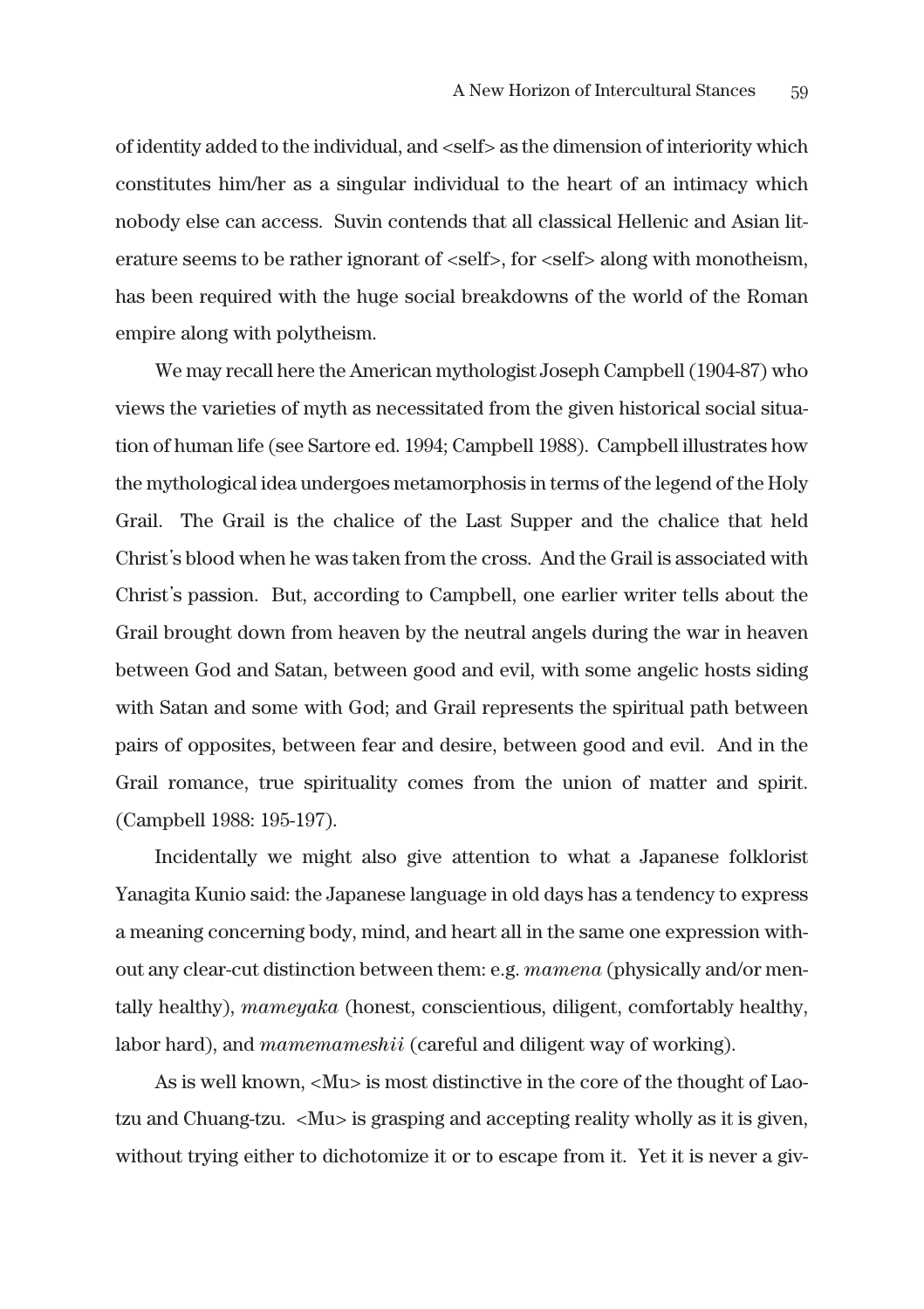of identity added to the individual, and <self> as the dimension of interiority which constitutes him/her as a singular individual to the heart of an intimacy which nobody else can access. Suvin contends that all classical Hellenic and Asian literature seems to be rather ignorant of <self>, for <self> along with monotheism, has been required with the huge social breakdowns of the world of the Roman empire along with polytheism.

We may recall here the American mythologist Joseph Campbell (1904-87) who views the varieties of myth as necessitated from the given historical social situation of human life (see Sartore ed. 1994; Campbell 1988). Campbell illustrates how the mythological idea undergoes metamorphosis in terms of the legend of the Holy Grail. The Grail is the chalice of the Last Supper and the chalice that held Christ's blood when he was taken from the cross. And the Grail is associated with Christ's passion. But, according to Campbell, one earlier writer tells about the Grail brought down from heaven by the neutral angels during the war in heaven between God and Satan, between good and evil, with some angelic hosts siding with Satan and some with God; and Grail represents the spiritual path between pairs of opposites, between fear and desire, between good and evil. And in the Grail romance, true spirituality comes from the union of matter and spirit. (Campbell 1988: 195-197).

Incidentally we might also give attention to what a Japanese folklorist Yanagita Kunio said: the Japanese language in old days has a tendency to express a meaning concerning body, mind, and heart all in the same one expression without any clear-cut distinction between them: e.g. *mamena* (physically and/or mentally healthy), *mameyaka* (honest, conscientious, diligent, comfortably healthy, labor hard), and *mamemameshii* (careful and diligent way of working).

As is well known, <Mu> is most distinctive in the core of the thought of Lao-tzu and Chuang-tzu. <Mu> is grasping and accepting reality wholly as it is given, without trying either to dichotomize it or to escape from it. Yet it is never a giv-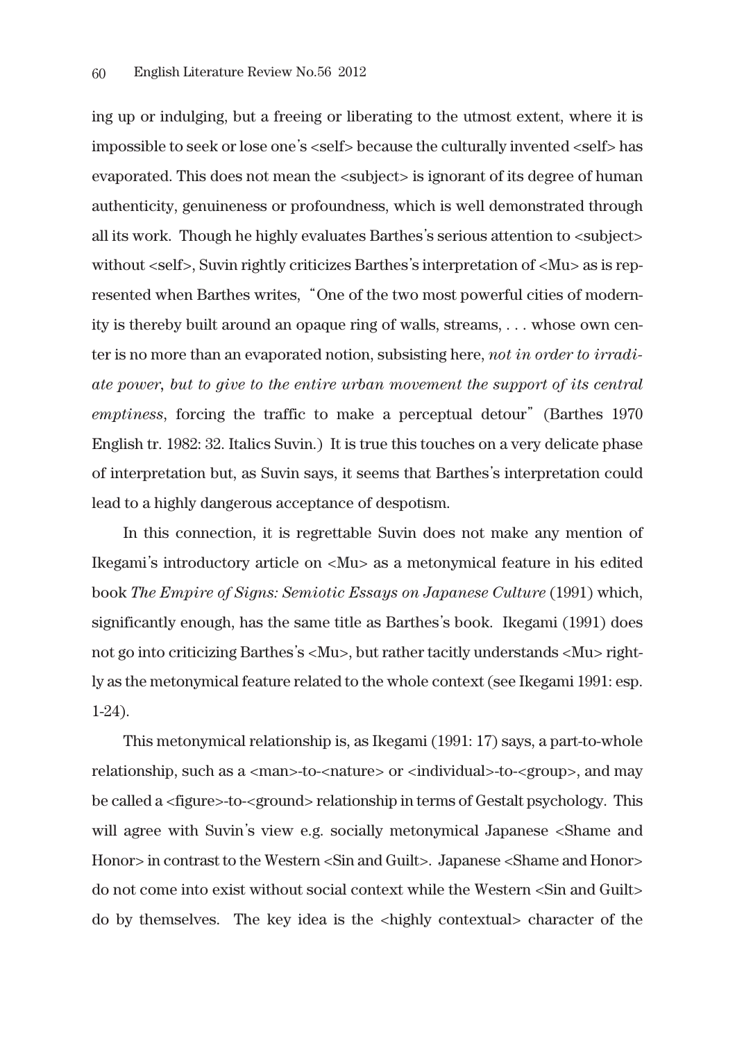ing up or indulging, but a freeing or liberating to the utmost extent, where it is impossible to seek or lose one's <self> because the culturally invented <self> has evaporated. This does not mean the <subject> is ignorant of its degree of human authenticity, genuineness or profoundness, which is well demonstrated through all its work. Though he highly evaluates Barthes's serious attention to <subject> without <self>, Suvin rightly criticizes Barthes's interpretation of <Mu> as is represented when Barthes writes, "One of the two most powerful cities of modernity is thereby built around an opaque ring of walls, streams, . . . whose own center is no more than an evaporated notion, subsisting here, *not in order to irradiate power, but to give to the entire urban movement the support of its central emptiness*, forcing the traffic to make a perceptual detour" (Barthes 1970 English tr. 1982: 32. Italics Suvin.) It is true this touches on a very delicate phase of interpretation but, as Suvin says, it seems that Barthes's interpretation could lead to a highly dangerous acceptance of despotism.

In this connection, it is regrettable Suvin does not make any mention of Ikegami's introductory article on <Mu> as a metonymical feature in his edited book *The Empire of Signs: Semiotic Essays on Japanese Culture* (1991) which, significantly enough, has the same title as Barthes's book. Ikegami (1991) does not go into criticizing Barthes's <Mu>, but rather tacitly understands <Mu> rightly as the metonymical feature related to the whole context (see Ikegami 1991: esp. 1-24).

This metonymical relationship is, as Ikegami (1991: 17) says, a part-to-whole relationship, such as a <man>-to-<nature> or <individual>-to-<group>, and may be called a <figure>-to-<ground> relationship in terms of Gestalt psychology. This will agree with Suvin's view e.g. socially metonymical Japanese <Shame and Honor> in contrast to the Western <Sin and Guilt>. Japanese <Shame and Honor> do not come into exist without social context while the Western <Sin and Guilt> do by themselves. The key idea is the <highly contextual> character of the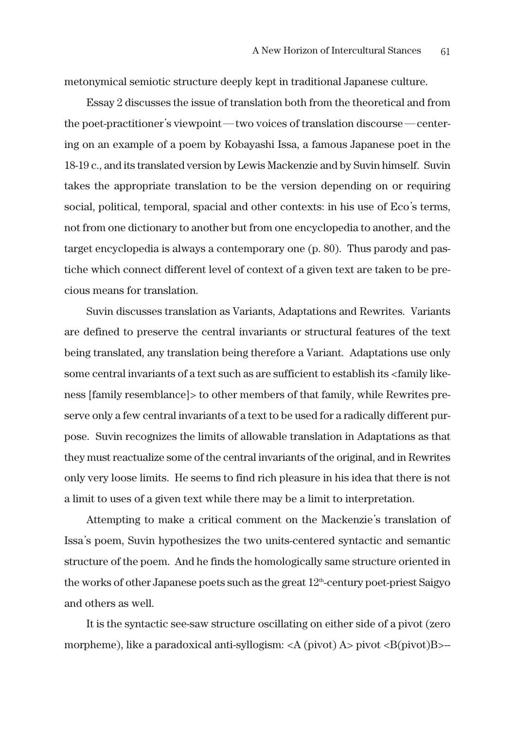metonymical semiotic structure deeply kept in traditional Japanese culture.

Essay 2 discusses the issue of translation both from the theoretical and from the poet-practitioner's viewpoint—two voices of translation discourse—centering on an example of a poem by Kobayashi Issa, a famous Japanese poet in the 18-19 c., and its translated version by Lewis Mackenzie and by Suvin himself. Suvin takes the appropriate translation to be the version depending on or requiring social, political, temporal, spacial and other contexts: in his use of Eco's terms, not from one dictionary to another but from one encyclopedia to another, and the target encyclopedia is always a contemporary one (p. 80). Thus parody and pastiche which connect different level of context of a given text are taken to be precious means for translation.

Suvin discusses translation as Variants, Adaptations and Rewrites. Variants are defined to preserve the central invariants or structural features of the text being translated, any translation being therefore a Variant. Adaptations use only some central invariants of a text such as are sufficient to establish its <family likeness [family resemblance]> to other members of that family, while Rewrites preserve only a few central invariants of a text to be used for a radically different purpose. Suvin recognizes the limits of allowable translation in Adaptations as that they must reactualize some of the central invariants of the original, and in Rewrites only very loose limits. He seems to find rich pleasure in his idea that there is not a limit to uses of a given text while there may be a limit to interpretation.

Attempting to make a critical comment on the Mackenzie's translation of Issa's poem, Suvin hypothesizes the two units-centered syntactic and semantic structure of the poem. And he finds the homologically same structure oriented in the works of other Japanese poets such as the great 12th-century poet-priest Saigyo and others as well.

It is the syntactic see-saw structure oscillating on either side of a pivot (zero morpheme), like a paradoxical anti-syllogism: <A (pivot) A> pivot <B(pivot)B>--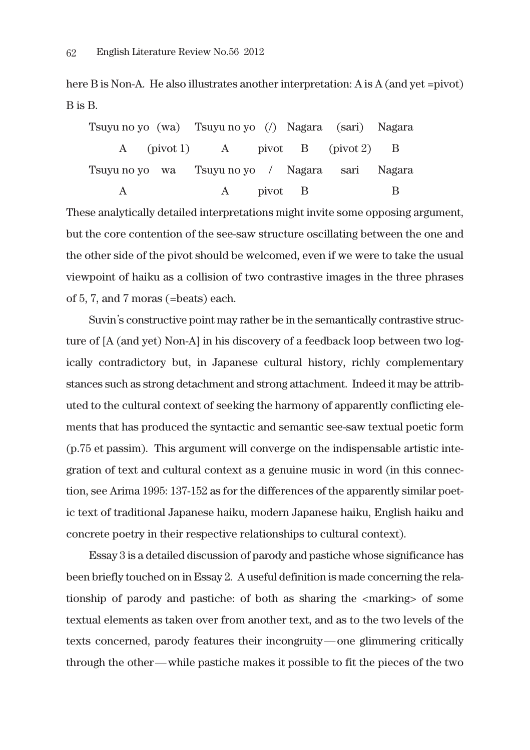here B is Non-A. He also illustrates another interpretation: A is A (and yet =pivot) B is B.

| Tsuyu no yo | (wa) | Tsuyu no yo | (/) | Nagara | (sari) | Nagara |
|---|---|---|---|---|---|---|
| A | (pivot 1) | A | pivot | B | (pivot 2) | B |
| Tsuyu no yo | wa | Tsuyu no yo | / | Nagara | sari | Nagara |
| A | | A | pivot | B | | B |

These analytically detailed interpretations might invite some opposing argument, but the core contention of the see-saw structure oscillating between the one and the other side of the pivot should be welcomed, even if we were to take the usual viewpoint of haiku as a collision of two contrastive images in the three phrases of 5, 7, and 7 moras (=beats) each.

Suvin's constructive point may rather be in the semantically contrastive structure of [A (and yet) Non-A] in his discovery of a feedback loop between two logically contradictory but, in Japanese cultural history, richly complementary stances such as strong detachment and strong attachment. Indeed it may be attributed to the cultural context of seeking the harmony of apparently conflicting elements that has produced the syntactic and semantic see-saw textual poetic form (p.75 et passim). This argument will converge on the indispensable artistic integration of text and cultural context as a genuine music in word (in this connection, see Arima 1995: 137-152 as for the differences of the apparently similar poetic text of traditional Japanese haiku, modern Japanese haiku, English haiku and concrete poetry in their respective relationships to cultural context).

Essay 3 is a detailed discussion of parody and pastiche whose significance has been briefly touched on in Essay 2. A useful definition is made concerning the relationship of parody and pastiche: of both as sharing the <marking> of some textual elements as taken over from another text, and as to the two levels of the texts concerned, parody features their incongruity — one glimmering critically through the other — while pastiche makes it possible to fit the pieces of the two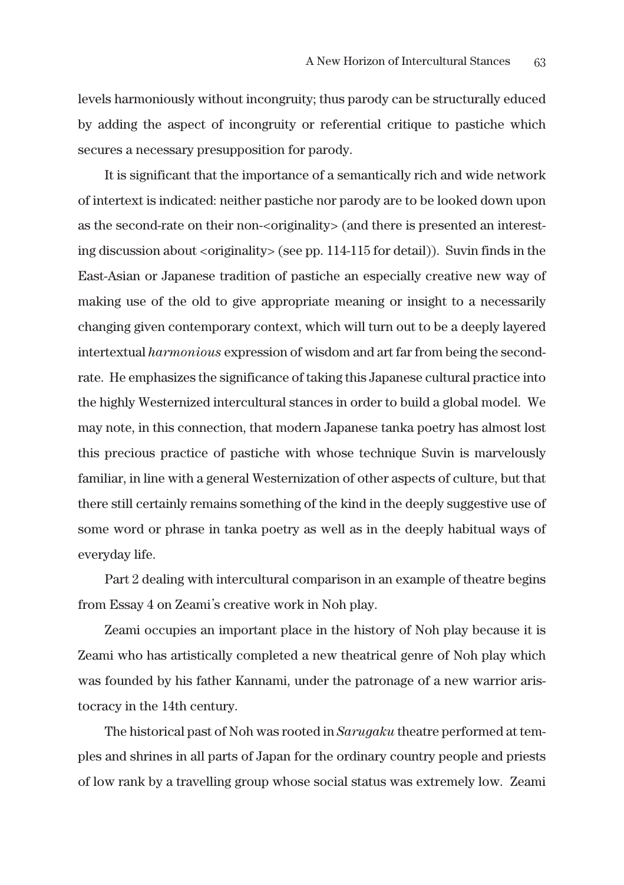levels harmoniously without incongruity; thus parody can be structurally educed by adding the aspect of incongruity or referential critique to pastiche which secures a necessary presupposition for parody.

It is significant that the importance of a semantically rich and wide network of intertext is indicated: neither pastiche nor parody are to be looked down upon as the second-rate on their non-<originality> (and there is presented an interesting discussion about <originality> (see pp. 114-115 for detail)). Suvin finds in the East-Asian or Japanese tradition of pastiche an especially creative new way of making use of the old to give appropriate meaning or insight to a necessarily changing given contemporary context, which will turn out to be a deeply layered intertextual *harmonious* expression of wisdom and art far from being the second-rate. He emphasizes the significance of taking this Japanese cultural practice into the highly Westernized intercultural stances in order to build a global model. We may note, in this connection, that modern Japanese tanka poetry has almost lost this precious practice of pastiche with whose technique Suvin is marvelously familiar, in line with a general Westernization of other aspects of culture, but that there still certainly remains something of the kind in the deeply suggestive use of some word or phrase in tanka poetry as well as in the deeply habitual ways of everyday life.

Part 2 dealing with intercultural comparison in an example of theatre begins from Essay 4 on Zeami's creative work in Noh play.

Zeami occupies an important place in the history of Noh play because it is Zeami who has artistically completed a new theatrical genre of Noh play which was founded by his father Kannami, under the patronage of a new warrior aristocracy in the 14th century.

The historical past of Noh was rooted in *Sarugaku* theatre performed at temples and shrines in all parts of Japan for the ordinary country people and priests of low rank by a travelling group whose social status was extremely low. Zeami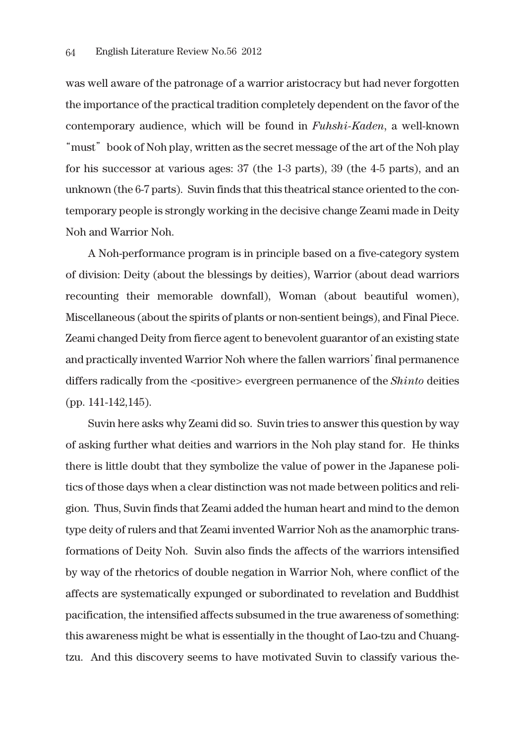was well aware of the patronage of a warrior aristocracy but had never forgotten the importance of the practical tradition completely dependent on the favor of the contemporary audience, which will be found in *Fuhshi-Kaden*, a well-known "must" book of Noh play, written as the secret message of the art of the Noh play for his successor at various ages: 37 (the 1-3 parts), 39 (the 4-5 parts), and an unknown (the 6-7 parts). Suvin finds that this theatrical stance oriented to the contemporary people is strongly working in the decisive change Zeami made in Deity Noh and Warrior Noh.

A Noh-performance program is in principle based on a five-category system of division: Deity (about the blessings by deities), Warrior (about dead warriors recounting their memorable downfall), Woman (about beautiful women), Miscellaneous (about the spirits of plants or non-sentient beings), and Final Piece. Zeami changed Deity from fierce agent to benevolent guarantor of an existing state and practically invented Warrior Noh where the fallen warriors' final permanence differs radically from the <positive> evergreen permanence of the *Shinto* deities (pp. 141-142,145).

Suvin here asks why Zeami did so. Suvin tries to answer this question by way of asking further what deities and warriors in the Noh play stand for. He thinks there is little doubt that they symbolize the value of power in the Japanese politics of those days when a clear distinction was not made between politics and religion. Thus, Suvin finds that Zeami added the human heart and mind to the demon type deity of rulers and that Zeami invented Warrior Noh as the anamorphic transformations of Deity Noh. Suvin also finds the affects of the warriors intensified by way of the rhetorics of double negation in Warrior Noh, where conflict of the affects are systematically expunged or subordinated to revelation and Buddhist pacification, the intensified affects subsumed in the true awareness of something: this awareness might be what is essentially in the thought of Lao-tzu and Chuang-tzu. And this discovery seems to have motivated Suvin to classify various the-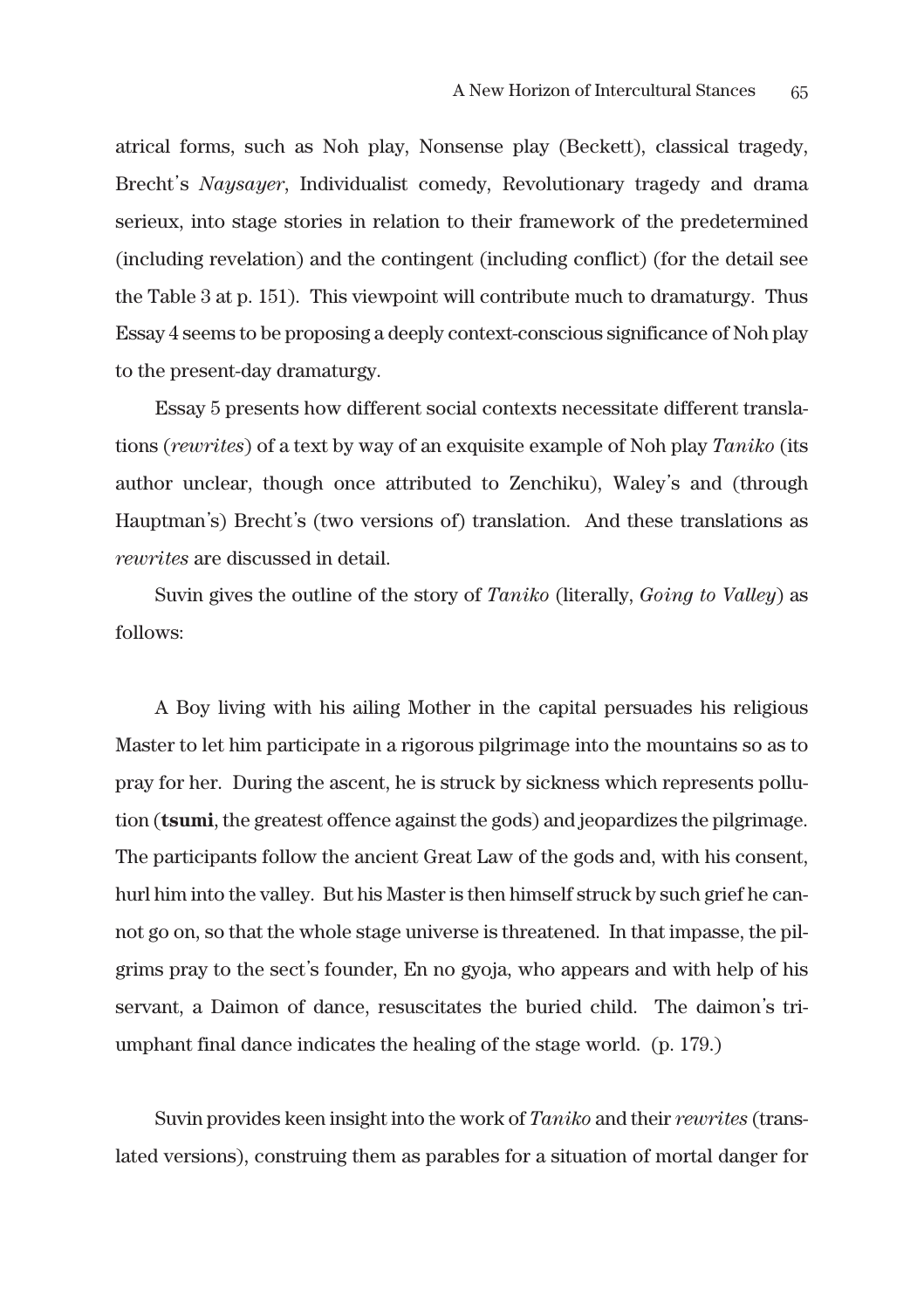atrical forms, such as Noh play, Nonsense play (Beckett), classical tragedy, Brecht's *Naysayer*, Individualist comedy, Revolutionary tragedy and drama serieux, into stage stories in relation to their framework of the predetermined (including revelation) and the contingent (including conflict) (for the detail see the Table 3 at p. 151). This viewpoint will contribute much to dramaturgy. Thus Essay 4 seems to be proposing a deeply context-conscious significance of Noh play to the present-day dramaturgy.

Essay 5 presents how different social contexts necessitate different translations (*rewrites*) of a text by way of an exquisite example of Noh play *Taniko* (its author unclear, though once attributed to Zenchiku), Waley's and (through Hauptman's) Brecht's (two versions of) translation. And these translations as *rewrites* are discussed in detail.

Suvin gives the outline of the story of *Taniko* (literally, *Going to Valley*) as follows:

> A Boy living with his ailing Mother in the capital persuades his religious Master to let him participate in a rigorous pilgrimage into the mountains so as to pray for her. During the ascent, he is struck by sickness which represents pollution (**tsumi**, the greatest offence against the gods) and jeopardizes the pilgrimage. The participants follow the ancient Great Law of the gods and, with his consent, hurl him into the valley. But his Master is then himself struck by such grief he cannot go on, so that the whole stage universe is threatened. In that impasse, the pilgrims pray to the sect's founder, En no gyoja, who appears and with help of his servant, a Daimon of dance, resuscitates the buried child. The daimon's triumphant final dance indicates the healing of the stage world. (p. 179.)

Suvin provides keen insight into the work of *Taniko* and their *rewrites* (translated versions), construing them as parables for a situation of mortal danger for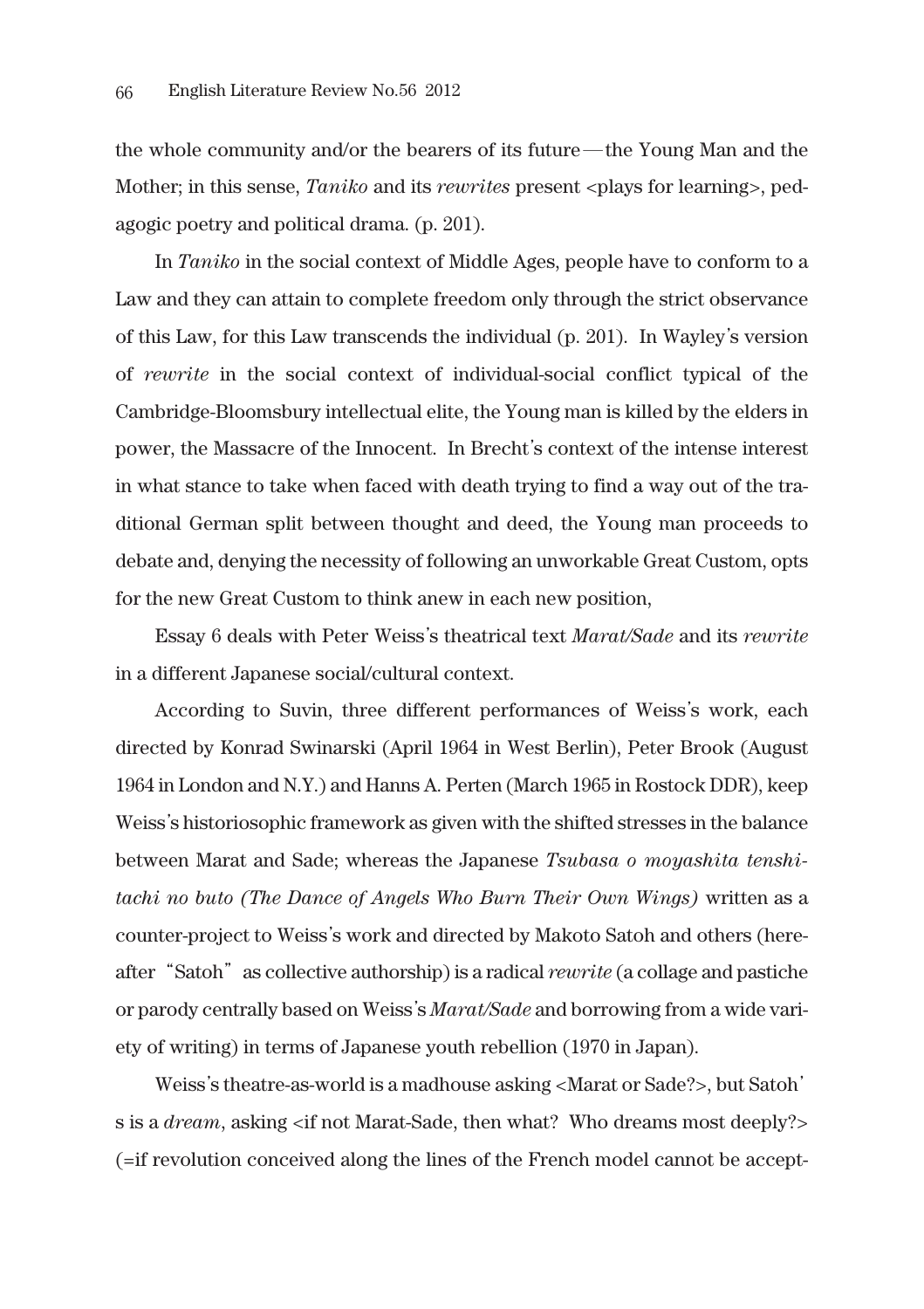the whole community and/or the bearers of its future—the Young Man and the Mother; in this sense, *Taniko* and its *rewrites* present <plays for learning>, pedagogic poetry and political drama. (p. 201).

In *Taniko* in the social context of Middle Ages, people have to conform to a Law and they can attain to complete freedom only through the strict observance of this Law, for this Law transcends the individual (p. 201). In Wayley's version of *rewrite* in the social context of individual-social conflict typical of the Cambridge-Bloomsbury intellectual elite, the Young man is killed by the elders in power, the Massacre of the Innocent. In Brecht's context of the intense interest in what stance to take when faced with death trying to find a way out of the traditional German split between thought and deed, the Young man proceeds to debate and, denying the necessity of following an unworkable Great Custom, opts for the new Great Custom to think anew in each new position,

Essay 6 deals with Peter Weiss's theatrical text *Marat/Sade* and its *rewrite* in a different Japanese social/cultural context.

According to Suvin, three different performances of Weiss's work, each directed by Konrad Swinarski (April 1964 in West Berlin), Peter Brook (August 1964 in London and N.Y.) and Hanns A. Perten (March 1965 in Rostock DDR), keep Weiss's historiosophic framework as given with the shifted stresses in the balance between Marat and Sade; whereas the Japanese *Tsubasa o moyashita tenshitachi no buto (The Dance of Angels Who Burn Their Own Wings)* written as a counter-project to Weiss's work and directed by Makoto Satoh and others (hereafter "Satoh" as collective authorship) is a radical *rewrite* (a collage and pastiche or parody centrally based on Weiss's *Marat/Sade* and borrowing from a wide variety of writing) in terms of Japanese youth rebellion (1970 in Japan).

Weiss's theatre-as-world is a madhouse asking <Marat or Sade?>, but Satoh's is a *dream*, asking <if not Marat-Sade, then what? Who dreams most deeply?> (=if revolution conceived along the lines of the French model cannot be accept-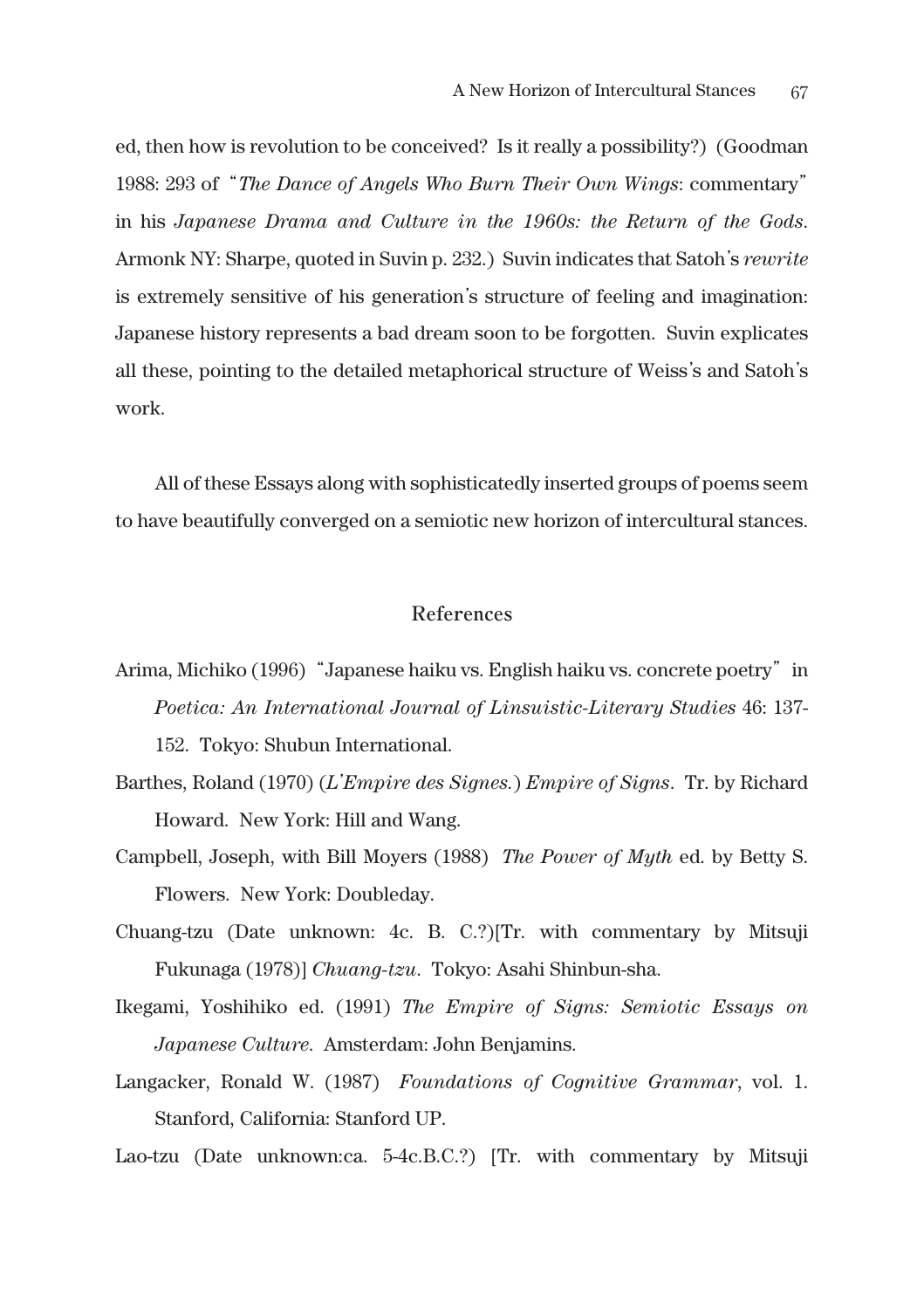ed, then how is revolution to be conceived? Is it really a possibility?) (Goodman 1988: 293 of "*The Dance of Angels Who Burn Their Own Wings*: commentary" in his *Japanese Drama and Culture in the 1960s: the Return of the Gods*. Armonk NY: Sharpe, quoted in Suvin p. 232.) Suvin indicates that Satoh's *rewrite* is extremely sensitive of his generation's structure of feeling and imagination: Japanese history represents a bad dream soon to be forgotten. Suvin explicates all these, pointing to the detailed metaphorical structure of Weiss's and Satoh's work.

All of these Essays along with sophisticatedly inserted groups of poems seem to have beautifully converged on a semiotic new horizon of intercultural stances.

## References

Arima, Michiko (1996) "Japanese haiku vs. English haiku vs. concrete poetry" in *Poetica: An International Journal of Linsuistic-Literary Studies* 46: 137-152. Tokyo: Shubun International.

Barthes, Roland (1970) (*L'Empire des Signes.*) *Empire of Signs*. Tr. by Richard Howard. New York: Hill and Wang.

Campbell, Joseph, with Bill Moyers (1988) *The Power of Myth* ed. by Betty S. Flowers. New York: Doubleday.

Chuang-tzu (Date unknown: 4c. B. C.?)[Tr. with commentary by Mitsuji Fukunaga (1978)] *Chuang-tzu*. Tokyo: Asahi Shinbun-sha.

Ikegami, Yoshihiko ed. (1991) *The Empire of Signs: Semiotic Essays on Japanese Culture*. Amsterdam: John Benjamins.

Langacker, Ronald W. (1987) *Foundations of Cognitive Grammar*, vol. 1. Stanford, California: Stanford UP.

Lao-tzu (Date unknown:ca. 5-4c.B.C.?) [Tr. with commentary by Mitsuji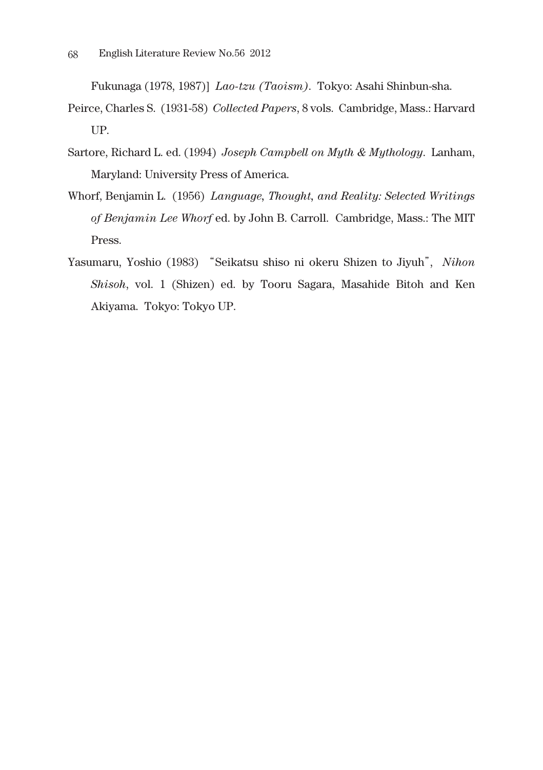Fukunaga (1978, 1987)] *Lao-tzu (Taoism)*. Tokyo: Asahi Shinbun-sha.

Peirce, Charles S. (1931-58) *Collected Papers*, 8 vols. Cambridge, Mass.: Harvard UP.

Sartore, Richard L. ed. (1994) *Joseph Campbell on Myth & Mythology*. Lanham, Maryland: University Press of America.

Whorf, Benjamin L. (1956) *Language, Thought, and Reality: Selected Writings of Benjamin Lee Whorf* ed. by John B. Carroll. Cambridge, Mass.: The MIT Press.

Yasumaru, Yoshio (1983) "Seikatsu shiso ni okeru Shizen to Jiyuh", *Nihon Shisoh*, vol. 1 (Shizen) ed. by Tooru Sagara, Masahide Bitoh and Ken Akiyama. Tokyo: Tokyo UP.